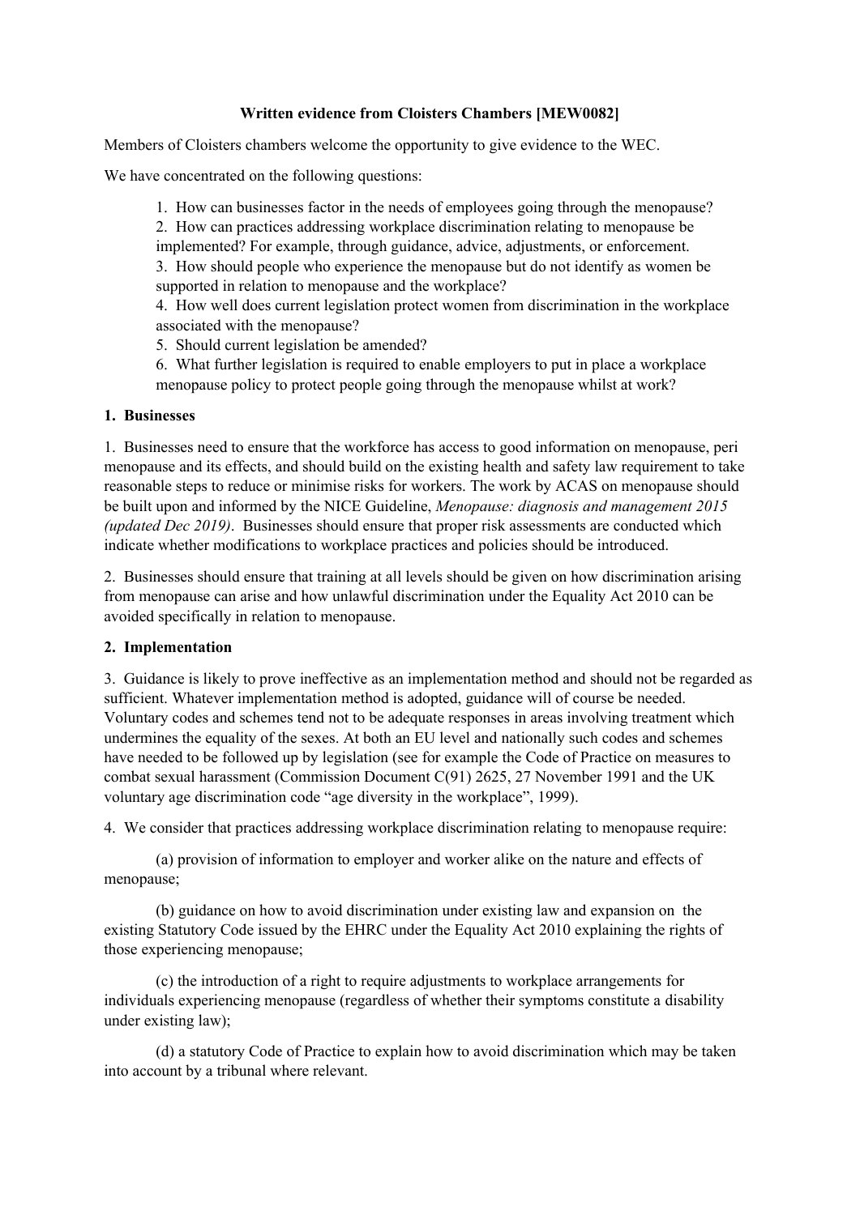**Written evidence from Cloisters Chambers [MEW0082]**

Members of Cloisters chambers welcome the opportunity to give evidence to the WEC.

We have concentrated on the following questions:

1. How can businesses factor in the needs of employees going through the menopause?
2. How can practices addressing workplace discrimination relating to menopause be implemented? For example, through guidance, advice, adjustments, or enforcement.
3. How should people who experience the menopause but do not identify as women be supported in relation to menopause and the workplace?
4. How well does current legislation protect women from discrimination in the workplace associated with the menopause?
5. Should current legislation be amended?
6. What further legislation is required to enable employers to put in place a workplace menopause policy to protect people going through the menopause whilst at work?

## 1. Businesses

1. Businesses need to ensure that the workforce has access to good information on menopause, peri menopause and its effects, and should build on the existing health and safety law requirement to take reasonable steps to reduce or minimise risks for workers. The work by ACAS on menopause should be built upon and informed by the NICE Guideline, *Menopause: diagnosis and management 2015 (updated Dec 2019)*. Businesses should ensure that proper risk assessments are conducted which indicate whether modifications to workplace practices and policies should be introduced.

2. Businesses should ensure that training at all levels should be given on how discrimination arising from menopause can arise and how unlawful discrimination under the Equality Act 2010 can be avoided specifically in relation to menopause.

## 2. Implementation

3. Guidance is likely to prove ineffective as an implementation method and should not be regarded as sufficient. Whatever implementation method is adopted, guidance will of course be needed. Voluntary codes and schemes tend not to be adequate responses in areas involving treatment which undermines the equality of the sexes. At both an EU level and nationally such codes and schemes have needed to be followed up by legislation (see for example the Code of Practice on measures to combat sexual harassment (Commission Document C(91) 2625, 27 November 1991 and the UK voluntary age discrimination code "age diversity in the workplace", 1999).

4. We consider that practices addressing workplace discrimination relating to menopause require:

(a) provision of information to employer and worker alike on the nature and effects of menopause;

(b) guidance on how to avoid discrimination under existing law and expansion on the existing Statutory Code issued by the EHRC under the Equality Act 2010 explaining the rights of those experiencing menopause;

(c) the introduction of a right to require adjustments to workplace arrangements for individuals experiencing menopause (regardless of whether their symptoms constitute a disability under existing law);

(d) a statutory Code of Practice to explain how to avoid discrimination which may be taken into account by a tribunal where relevant.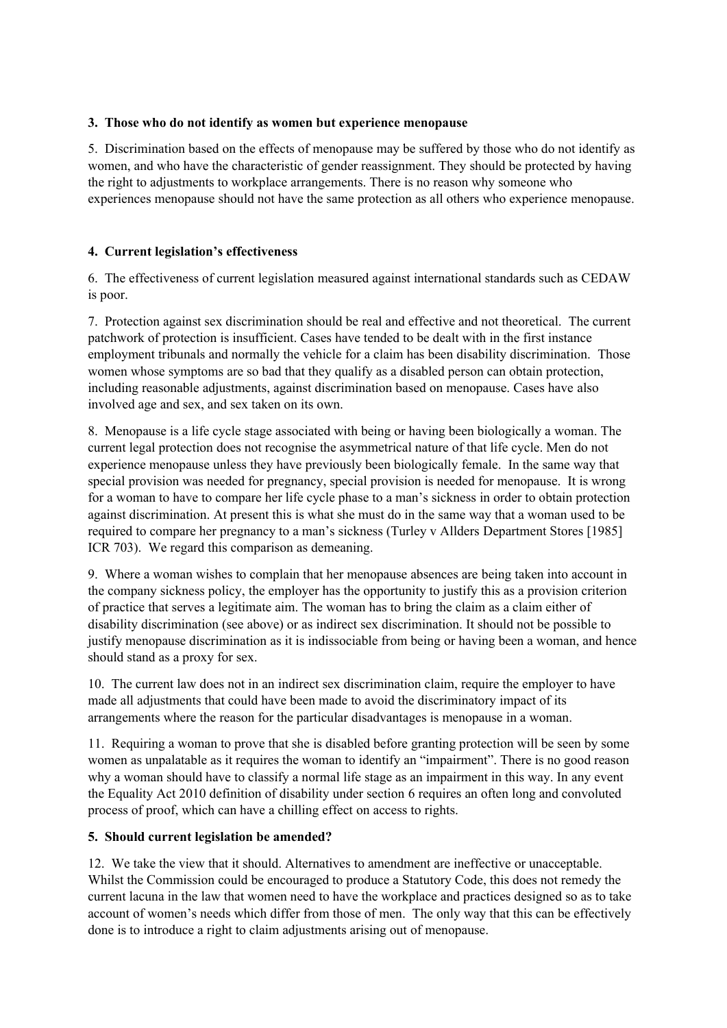**3. Those who do not identify as women but experience menopause**

5. Discrimination based on the effects of menopause may be suffered by those who do not identify as women, and who have the characteristic of gender reassignment. They should be protected by having the right to adjustments to workplace arrangements. There is no reason why someone who experiences menopause should not have the same protection as all others who experience menopause.

**4. Current legislation's effectiveness**

6. The effectiveness of current legislation measured against international standards such as CEDAW is poor.

7. Protection against sex discrimination should be real and effective and not theoretical. The current patchwork of protection is insufficient. Cases have tended to be dealt with in the first instance employment tribunals and normally the vehicle for a claim has been disability discrimination. Those women whose symptoms are so bad that they qualify as a disabled person can obtain protection, including reasonable adjustments, against discrimination based on menopause. Cases have also involved age and sex, and sex taken on its own.

8. Menopause is a life cycle stage associated with being or having been biologically a woman. The current legal protection does not recognise the asymmetrical nature of that life cycle. Men do not experience menopause unless they have previously been biologically female. In the same way that special provision was needed for pregnancy, special provision is needed for menopause. It is wrong for a woman to have to compare her life cycle phase to a man's sickness in order to obtain protection against discrimination. At present this is what she must do in the same way that a woman used to be required to compare her pregnancy to a man's sickness (Turley v Allders Department Stores [1985] ICR 703). We regard this comparison as demeaning.

9. Where a woman wishes to complain that her menopause absences are being taken into account in the company sickness policy, the employer has the opportunity to justify this as a provision criterion of practice that serves a legitimate aim. The woman has to bring the claim as a claim either of disability discrimination (see above) or as indirect sex discrimination. It should not be possible to justify menopause discrimination as it is indissociable from being or having been a woman, and hence should stand as a proxy for sex.

10. The current law does not in an indirect sex discrimination claim, require the employer to have made all adjustments that could have been made to avoid the discriminatory impact of its arrangements where the reason for the particular disadvantages is menopause in a woman.

11. Requiring a woman to prove that she is disabled before granting protection will be seen by some women as unpalatable as it requires the woman to identify an "impairment". There is no good reason why a woman should have to classify a normal life stage as an impairment in this way. In any event the Equality Act 2010 definition of disability under section 6 requires an often long and convoluted process of proof, which can have a chilling effect on access to rights.

**5. Should current legislation be amended?**

12. We take the view that it should. Alternatives to amendment are ineffective or unacceptable. Whilst the Commission could be encouraged to produce a Statutory Code, this does not remedy the current lacuna in the law that women need to have the workplace and practices designed so as to take account of women's needs which differ from those of men. The only way that this can be effectively done is to introduce a right to claim adjustments arising out of menopause.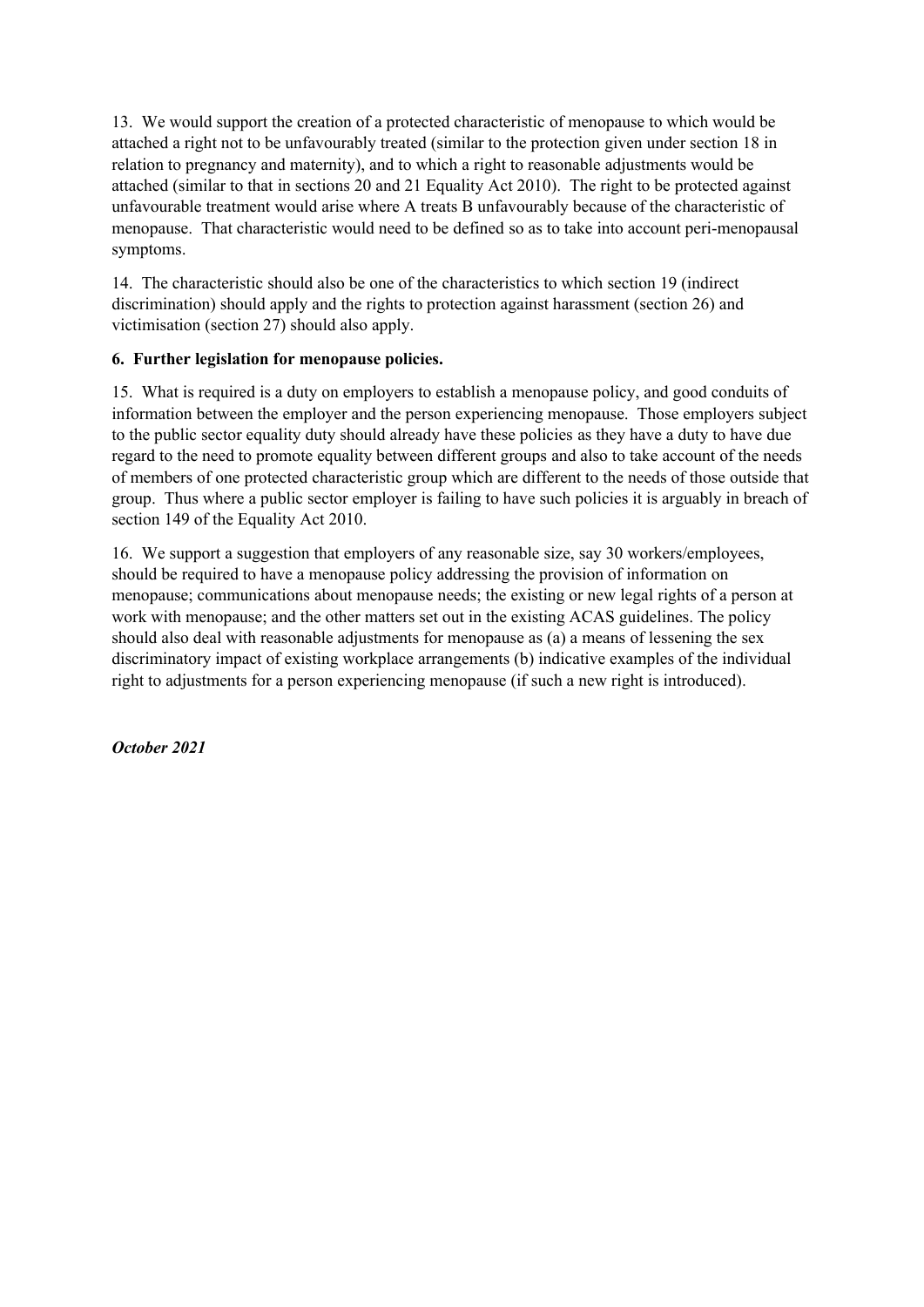13. We would support the creation of a protected characteristic of menopause to which would be attached a right not to be unfavourably treated (similar to the protection given under section 18 in relation to pregnancy and maternity), and to which a right to reasonable adjustments would be attached (similar to that in sections 20 and 21 Equality Act 2010). The right to be protected against unfavourable treatment would arise where A treats B unfavourably because of the characteristic of menopause. That characteristic would need to be defined so as to take into account peri-menopausal symptoms.

14. The characteristic should also be one of the characteristics to which section 19 (indirect discrimination) should apply and the rights to protection against harassment (section 26) and victimisation (section 27) should also apply.

**6. Further legislation for menopause policies.**

15. What is required is a duty on employers to establish a menopause policy, and good conduits of information between the employer and the person experiencing menopause. Those employers subject to the public sector equality duty should already have these policies as they have a duty to have due regard to the need to promote equality between different groups and also to take account of the needs of members of one protected characteristic group which are different to the needs of those outside that group. Thus where a public sector employer is failing to have such policies it is arguably in breach of section 149 of the Equality Act 2010.

16. We support a suggestion that employers of any reasonable size, say 30 workers/employees, should be required to have a menopause policy addressing the provision of information on menopause; communications about menopause needs; the existing or new legal rights of a person at work with menopause; and the other matters set out in the existing ACAS guidelines. The policy should also deal with reasonable adjustments for menopause as (a) a means of lessening the sex discriminatory impact of existing workplace arrangements (b) indicative examples of the individual right to adjustments for a person experiencing menopause (if such a new right is introduced).

***October 2021***